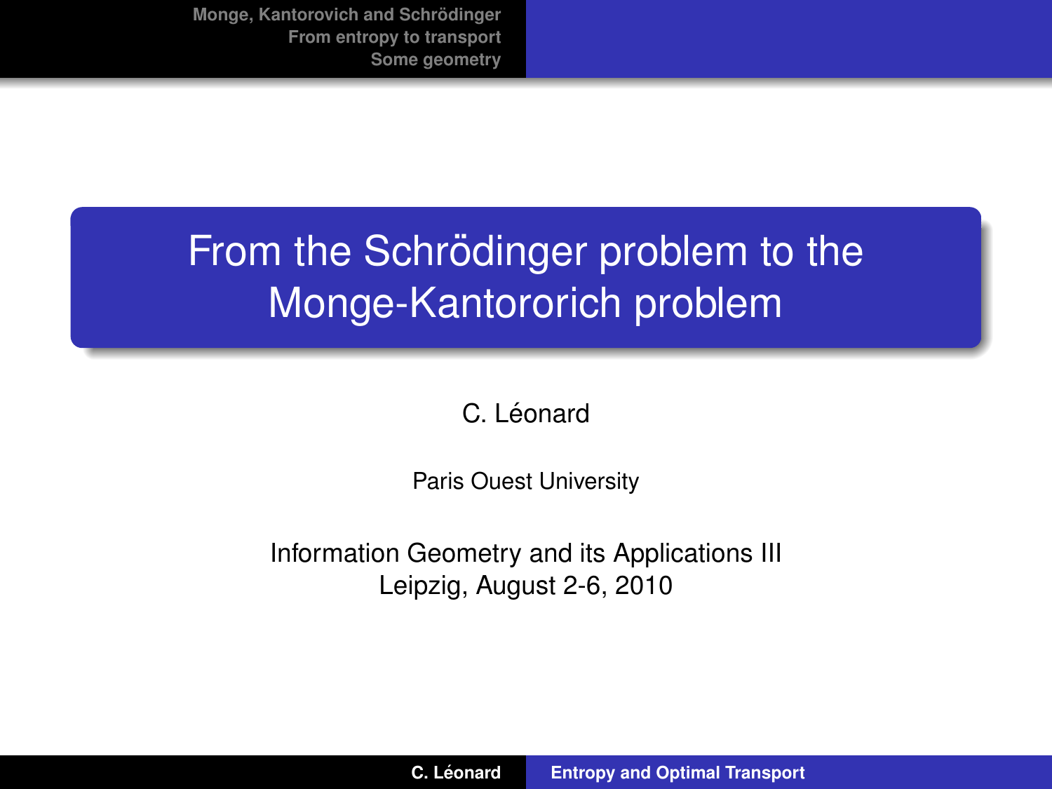# From the Schrödinger problem to the Monge-Kantororich problem

C. Léonard

Paris Ouest University

Information Geometry and its Applications III
Leipzig, August 2-6, 2010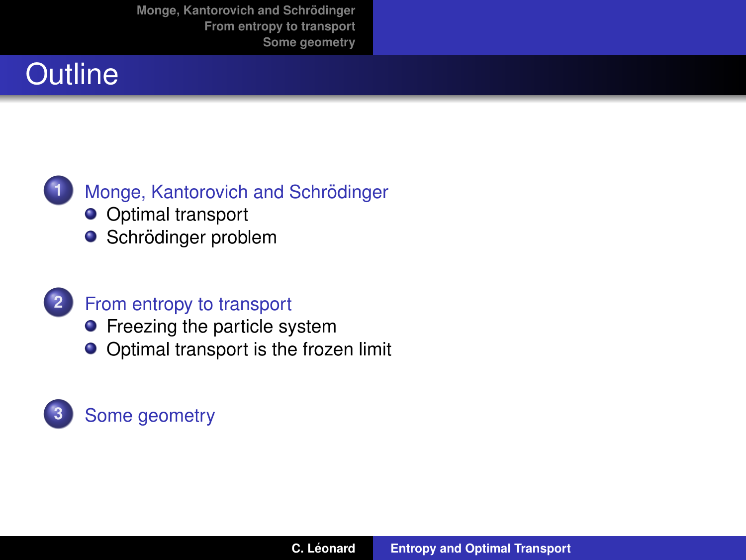# Outline

1. Monge, Kantorovich and Schrödinger
   - Optimal transport
   - Schrödinger problem

2. From entropy to transport
   - Freezing the particle system
   - Optimal transport is the frozen limit

3. Some geometry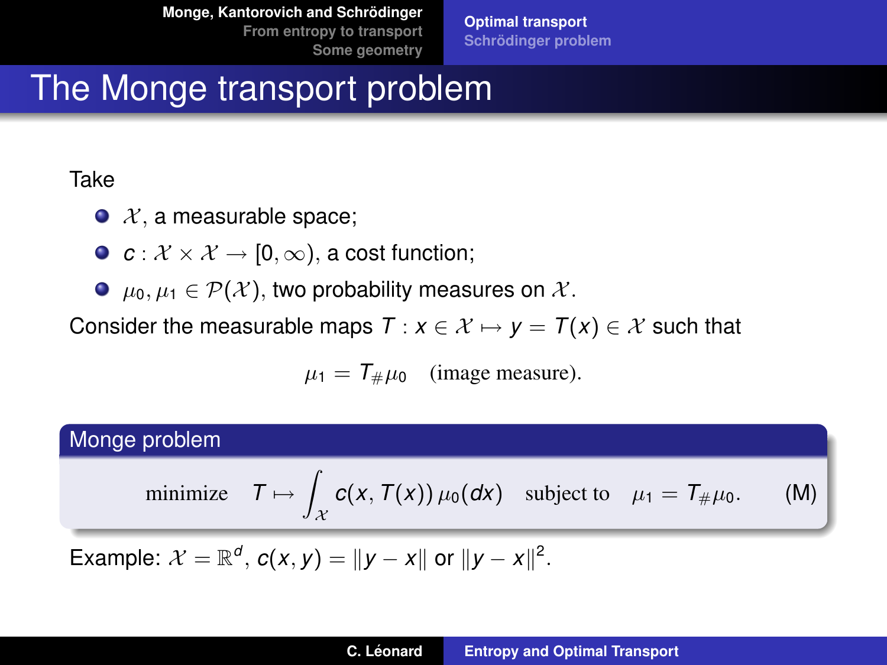# The Monge transport problem

Take

- $\mathcal{X}$, a measurable space;
- $c : \mathcal{X} \times \mathcal{X} \to [0, \infty)$, a cost function;
- $\mu_0, \mu_1 \in \mathcal{P}(\mathcal{X})$, two probability measures on $\mathcal{X}$.

Consider the measurable maps $T : x \in \mathcal{X} \mapsto y = T(x) \in \mathcal{X}$ such that

$$\mu_1 = T_\# \mu_0 \quad \text{(image measure)}.$$

**Monge problem**

$$\text{minimize} \quad T \mapsto \int_{\mathcal{X}} c(x, T(x))\, \mu_0(dx) \quad \text{subject to} \quad \mu_1 = T_\# \mu_0. \qquad \text{(M)}$$

Example: $\mathcal{X} = \mathbb{R}^d$, $c(x, y) = \|y - x\|$ or $\|y - x\|^2$.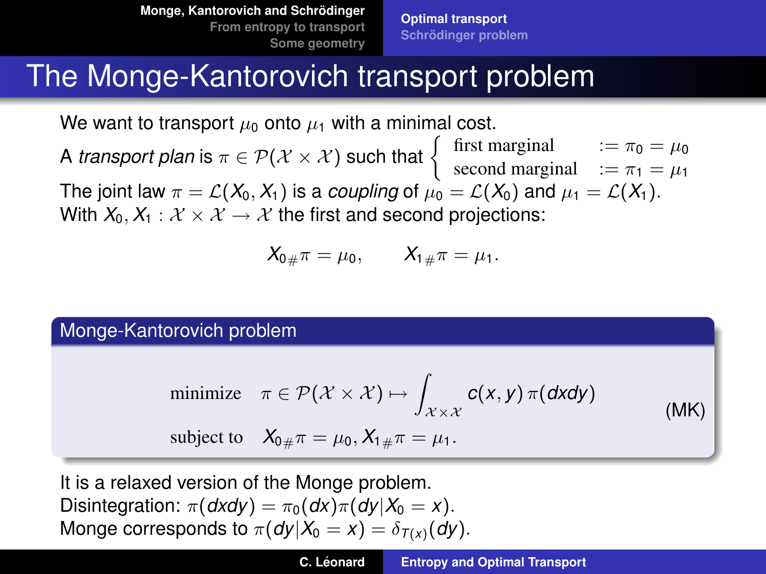# The Monge-Kantorovich transport problem

We want to transport $\mu_0$ onto $\mu_1$ with a minimal cost.

A *transport plan* is $\pi \in \mathcal{P}(\mathcal{X} \times \mathcal{X})$ such that $\begin{cases} \text{first marginal} & := \pi_0 = \mu_0 \\ \text{second marginal} & := \pi_1 = \mu_1 \end{cases}$

The joint law $\pi = \mathcal{L}(X_0, X_1)$ is a *coupling* of $\mu_0 = \mathcal{L}(X_0)$ and $\mu_1 = \mathcal{L}(X_1)$.
With $X_0, X_1 : \mathcal{X} \times \mathcal{X} \to \mathcal{X}$ the first and second projections:

$$X_{0\#}\pi = \mu_0, \qquad X_{1\#}\pi = \mu_1.$$

**Monge-Kantorovich problem**

$$\begin{aligned} &\text{minimize} \quad \pi \in \mathcal{P}(\mathcal{X} \times \mathcal{X}) \mapsto \int_{\mathcal{X} \times \mathcal{X}} c(x,y)\,\pi(dxdy) \\ &\text{subject to} \quad X_{0\#}\pi = \mu_0, X_{1\#}\pi = \mu_1. \end{aligned} \tag{MK}$$

It is a relaxed version of the Monge problem.
Disintegration: $\pi(dxdy) = \pi_0(dx)\pi(dy|X_0 = x)$.
Monge corresponds to $\pi(dy|X_0 = x) = \delta_{T(x)}(dy)$.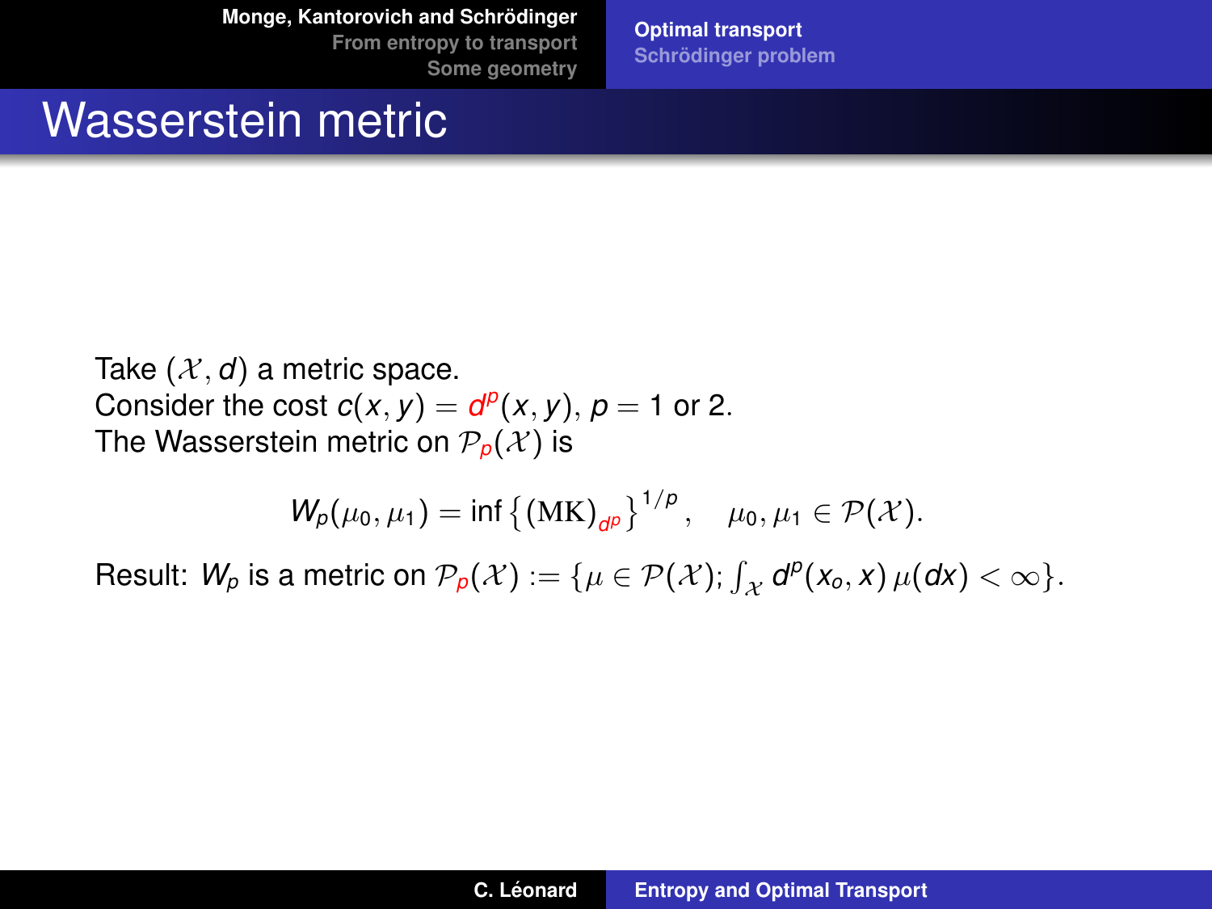# Wasserstein metric

Take $(\mathcal{X}, d)$ a metric space.
Consider the cost $c(x, y) = d^p(x, y)$, $p = 1$ or 2.
The Wasserstein metric on $\mathcal{P}_p(\mathcal{X})$ is

$$W_p(\mu_0, \mu_1) = \inf \left\{ (\mathrm{MK})_{d^p} \right\}^{1/p}, \quad \mu_0, \mu_1 \in \mathcal{P}(\mathcal{X}).$$

Result: $W_p$ is a metric on $\mathcal{P}_p(\mathcal{X}) := \{\mu \in \mathcal{P}(\mathcal{X}); \int_{\mathcal{X}} d^p(x_o, x)\, \mu(dx) < \infty\}$.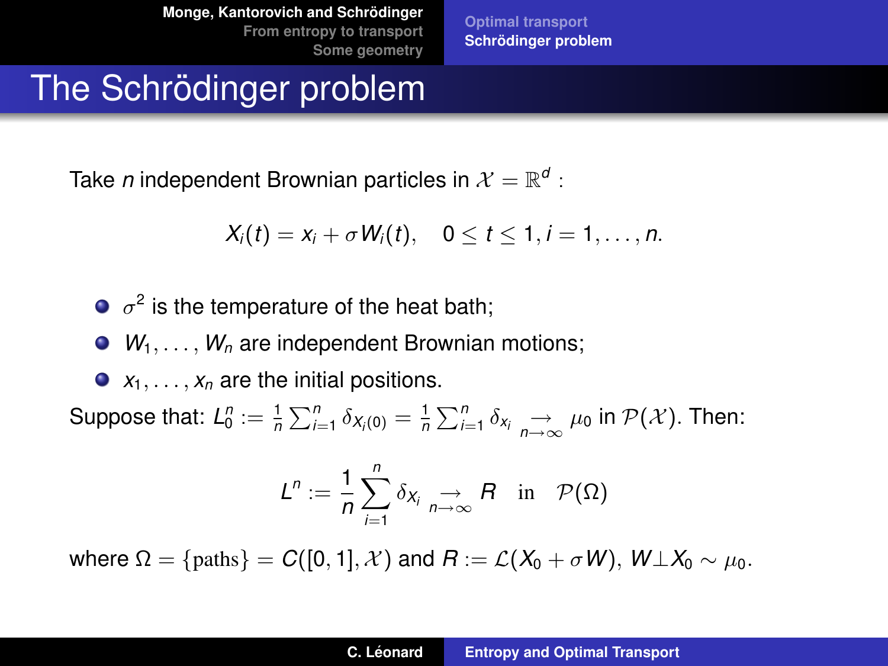# The Schrödinger problem

Take $n$ independent Brownian particles in $\mathcal{X} = \mathbb{R}^d$ :

$$X_i(t) = x_i + \sigma W_i(t), \quad 0 \leq t \leq 1, i = 1, \ldots, n.$$

- $\sigma^2$ is the temperature of the heat bath;
- $W_1, \ldots, W_n$ are independent Brownian motions;
- $x_1, \ldots, x_n$ are the initial positions.

Suppose that: $L_0^n := \frac{1}{n} \sum_{i=1}^n \delta_{X_i(0)} = \frac{1}{n} \sum_{i=1}^n \delta_{x_i} \underset{n \to \infty}{\longrightarrow} \mu_0$ in $\mathcal{P}(\mathcal{X})$. Then:

$$L^n := \frac{1}{n} \sum_{i=1}^n \delta_{X_i} \underset{n \to \infty}{\longrightarrow} R \quad \text{in} \quad \mathcal{P}(\Omega)$$

where $\Omega = \{\text{paths}\} = C([0,1], \mathcal{X})$ and $R := \mathcal{L}(X_0 + \sigma W)$, $W \perp X_0 \sim \mu_0$.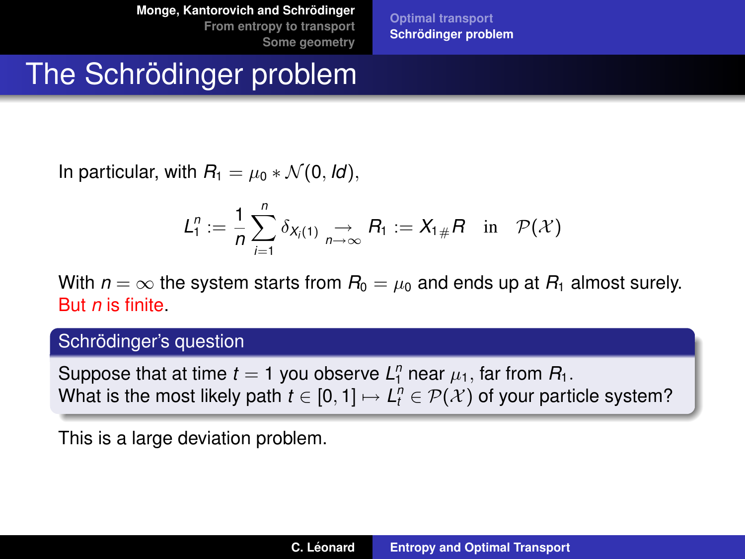# The Schrödinger problem

In particular, with $R_1 = \mu_0 * \mathcal{N}(0, Id)$,

$$L_1^n := \frac{1}{n} \sum_{i=1}^{n} \delta_{X_i(1)} \underset{n \to \infty}{\to} R_1 := X_{1\#}R \quad \text{in} \quad \mathcal{P}(\mathcal{X})$$

With $n = \infty$ the system starts from $R_0 = \mu_0$ and ends up at $R_1$ almost surely.
But $n$ is finite.

## Schrödinger's question

Suppose that at time $t = 1$ you observe $L_1^n$ near $\mu_1$, far from $R_1$.
What is the most likely path $t \in [0, 1] \mapsto L_t^n \in \mathcal{P}(\mathcal{X})$ of your particle system?

This is a large deviation problem.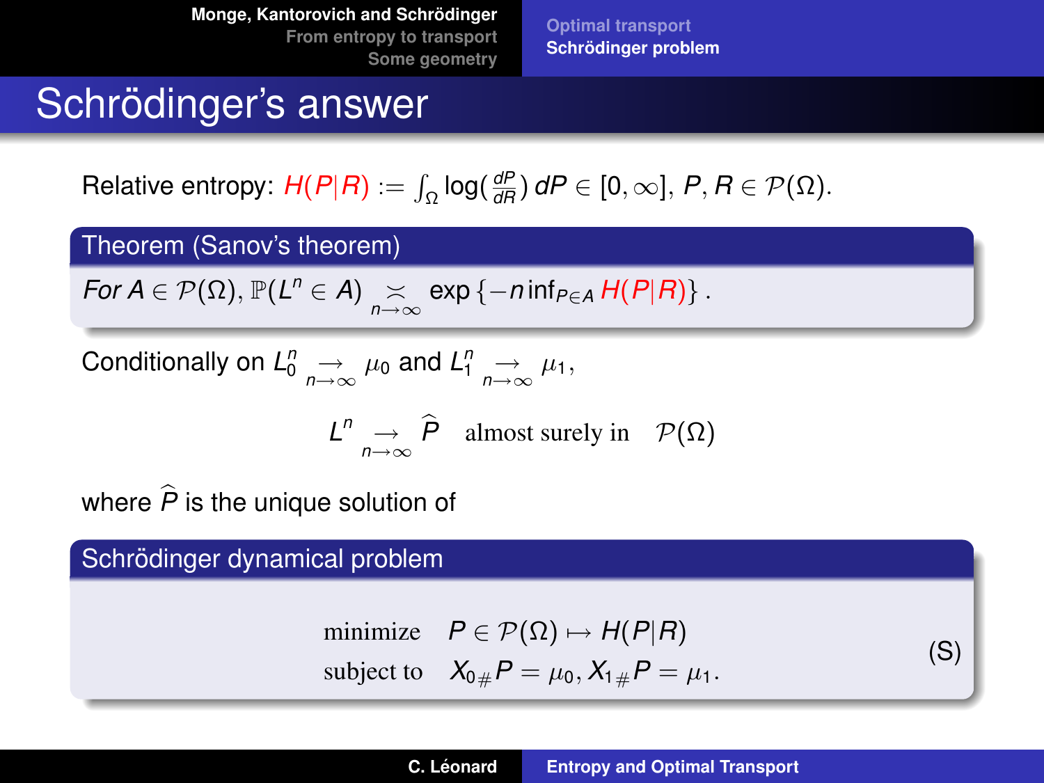# Schrödinger's answer

Relative entropy: $H(P|R) := \int_\Omega \log(\frac{dP}{dR})\, dP \in [0, \infty]$, $P, R \in \mathcal{P}(\Omega)$.

**Theorem (Sanov's theorem)**

*For* $A \in \mathcal{P}(\Omega)$, $\mathbb{P}(L^n \in A) \underset{n\to\infty}{\asymp} \exp\{-n \inf_{P \in A} H(P|R)\}$.

Conditionally on $L_0^n \underset{n\to\infty}{\to} \mu_0$ and $L_1^n \underset{n\to\infty}{\to} \mu_1$,

$$L^n \underset{n\to\infty}{\to} \widehat{P} \quad \text{almost surely in} \quad \mathcal{P}(\Omega)$$

where $\widehat{P}$ is the unique solution of

**Schrödinger dynamical problem**

$$\begin{aligned} &\text{minimize} && P \in \mathcal{P}(\Omega) \mapsto H(P|R) \\ &\text{subject to} && X_{0\#}P = \mu_0, X_{1\#}P = \mu_1. \end{aligned} \tag{S}$$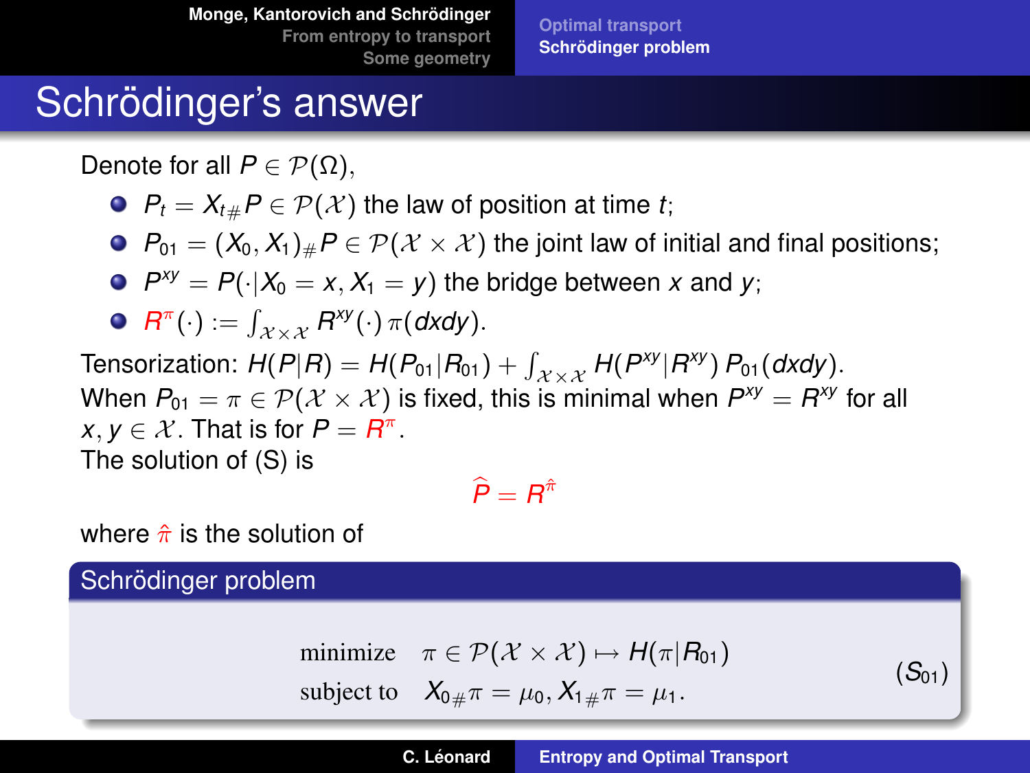# Schrödinger's answer

Denote for all $P \in \mathcal{P}(\Omega)$,

- $P_t = X_{t\#}P \in \mathcal{P}(\mathcal{X})$ the law of position at time $t$;
- $P_{01} = (X_0, X_1)_\# P \in \mathcal{P}(\mathcal{X} \times \mathcal{X})$ the joint law of initial and final positions;
- $P^{xy} = P(\cdot | X_0 = x, X_1 = y)$ the bridge between $x$ and $y$;
- $R^\pi(\cdot) := \int_{\mathcal{X} \times \mathcal{X}} R^{xy}(\cdot)\, \pi(dxdy)$.

Tensorization: $H(P|R) = H(P_{01}|R_{01}) + \int_{\mathcal{X} \times \mathcal{X}} H(P^{xy}|R^{xy})\, P_{01}(dxdy)$.
When $P_{01} = \pi \in \mathcal{P}(\mathcal{X} \times \mathcal{X})$ is fixed, this is minimal when $P^{xy} = R^{xy}$ for all $x, y \in \mathcal{X}$. That is for $P = R^\pi$.
The solution of (S) is

$$\widehat{P} = R^{\hat{\pi}}$$

where $\hat{\pi}$ is the solution of

### Schrödinger problem

$$\begin{array}{ll} \text{minimize} & \pi \in \mathcal{P}(\mathcal{X} \times \mathcal{X}) \mapsto H(\pi | R_{01}) \\ \text{subject to} & X_{0\#}\pi = \mu_0, X_{1\#}\pi = \mu_1. \end{array} \qquad (S_{01})$$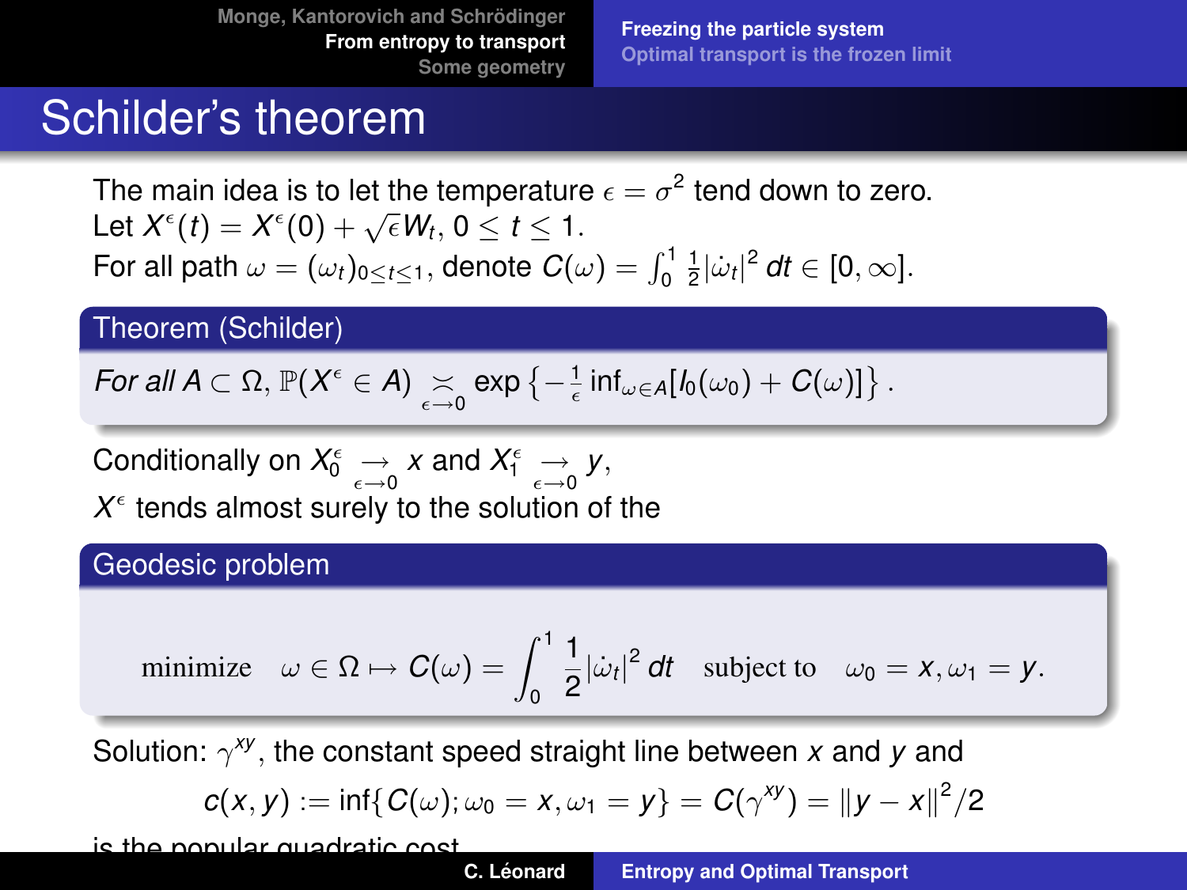# Schilder's theorem

The main idea is to let the temperature $\epsilon = \sigma^2$ tend down to zero.
Let $X^\epsilon(t) = X^\epsilon(0) + \sqrt{\epsilon} W_t$, $0 \le t \le 1$.
For all path $\omega = (\omega_t)_{0 \le t \le 1}$, denote $C(\omega) = \int_0^1 \frac{1}{2} |\dot{\omega}_t|^2 \, dt \in [0, \infty]$.

**Theorem (Schilder)**

*For all* $A \subset \Omega$, $\mathbb{P}(X^\epsilon \in A) \underset{\epsilon \to 0}{\asymp} \exp\left\{ -\frac{1}{\epsilon} \inf_{\omega \in A} [I_0(\omega_0) + C(\omega)] \right\}$.

Conditionally on $X_0^\epsilon \underset{\epsilon \to 0}{\to} x$ and $X_1^\epsilon \underset{\epsilon \to 0}{\to} y$,
$X^\epsilon$ tends almost surely to the solution of the

**Geodesic problem**

$$\text{minimize} \quad \omega \in \Omega \mapsto C(\omega) = \int_0^1 \frac{1}{2} |\dot{\omega}_t|^2 \, dt \quad \text{subject to} \quad \omega_0 = x, \omega_1 = y.$$

Solution: $\gamma^{xy}$, the constant speed straight line between $x$ and $y$ and

$$c(x, y) := \inf\{C(\omega); \omega_0 = x, \omega_1 = y\} = C(\gamma^{xy}) = \|y - x\|^2/2$$

is the popular quadratic cost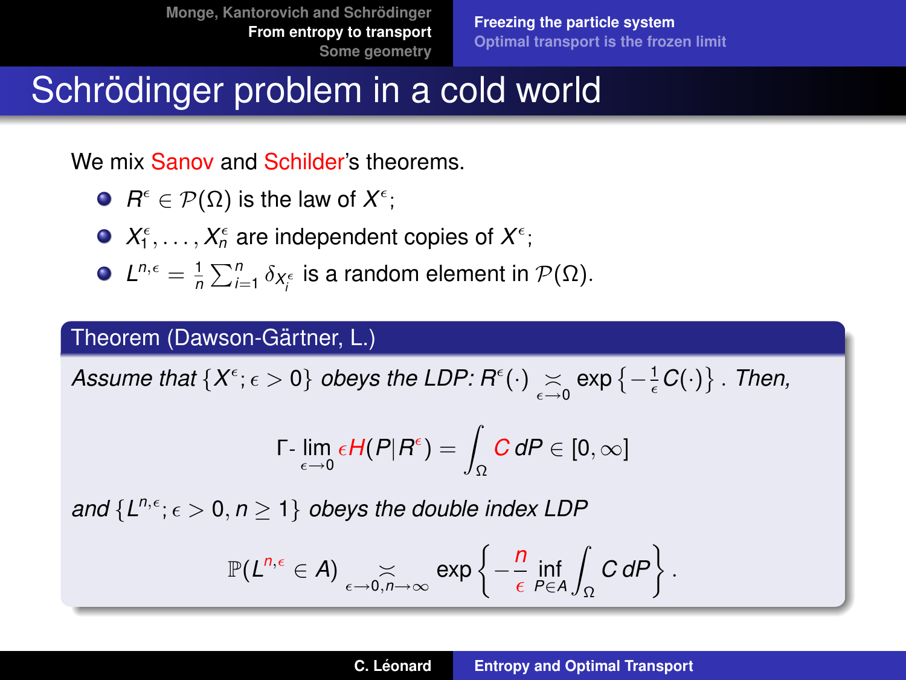# Schrödinger problem in a cold world

We mix Sanov and Schilder's theorems.

- $R^\epsilon \in \mathcal{P}(\Omega)$ is the law of $X^\epsilon$;
- $X_1^\epsilon, \ldots, X_n^\epsilon$ are independent copies of $X^\epsilon$;
- $L^{n,\epsilon} = \frac{1}{n}\sum_{i=1}^n \delta_{X_i^\epsilon}$ is a random element in $\mathcal{P}(\Omega)$.

**Theorem (Dawson-Gärtner, L.)**

*Assume that* $\{X^\epsilon; \epsilon > 0\}$ *obeys the LDP:* $R^\epsilon(\cdot) \underset{\epsilon\to 0}{\asymp} \exp\left\{-\frac{1}{\epsilon}C(\cdot)\right\}$. *Then,*

$$\Gamma\text{-}\lim_{\epsilon\to 0} \epsilon H(P|R^\epsilon) = \int_\Omega C\, dP \in [0,\infty]$$

*and* $\{L^{n,\epsilon}; \epsilon > 0, n \geq 1\}$ *obeys the double index LDP*

$$\mathbb{P}(L^{n,\epsilon} \in A) \underset{\epsilon\to 0, n\to\infty}{\asymp} \exp\left\{-\frac{n}{\epsilon}\inf_{P\in A}\int_\Omega C\, dP\right\}.$$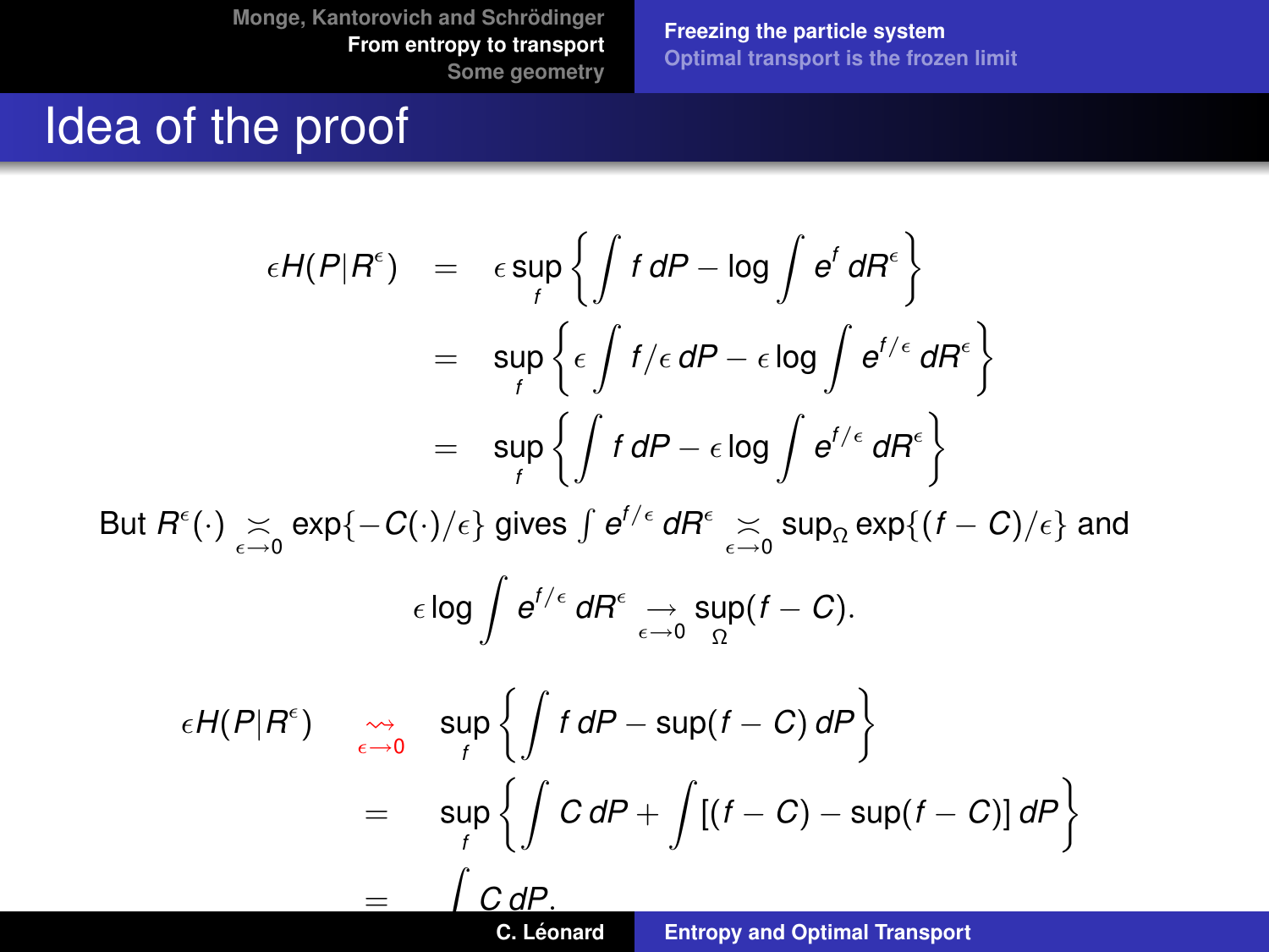# Idea of the proof

$$
\begin{aligned}
\epsilon H(P|R^\epsilon) &= \epsilon \sup_f \left\{ \int f\, dP - \log \int e^f\, dR^\epsilon \right\} \\
&= \sup_f \left\{ \epsilon \int f/\epsilon\, dP - \epsilon \log \int e^{f/\epsilon}\, dR^\epsilon \right\} \\
&= \sup_f \left\{ \int f\, dP - \epsilon \log \int e^{f/\epsilon}\, dR^\epsilon \right\}
\end{aligned}
$$

But $R^\epsilon(\cdot) \underset{\epsilon\to 0}{\asymp} \exp\{-C(\cdot)/\epsilon\}$ gives $\int e^{f/\epsilon}\, dR^\epsilon \underset{\epsilon\to 0}{\asymp} \sup_\Omega \exp\{(f-C)/\epsilon\}$ and

$$
\epsilon \log \int e^{f/\epsilon}\, dR^\epsilon \underset{\epsilon\to 0}{\to} \sup_\Omega (f-C).
$$

$$
\begin{aligned}
\epsilon H(P|R^\epsilon) &\underset{\epsilon\to 0}{\rightsquigarrow} \sup_f \left\{ \int f\, dP - \sup(f-C)\, dP \right\} \\
&= \sup_f \left\{ \int C\, dP + \int [(f-C) - \sup(f-C)]\, dP \right\} \\
&= \int C\, dP.
\end{aligned}
$$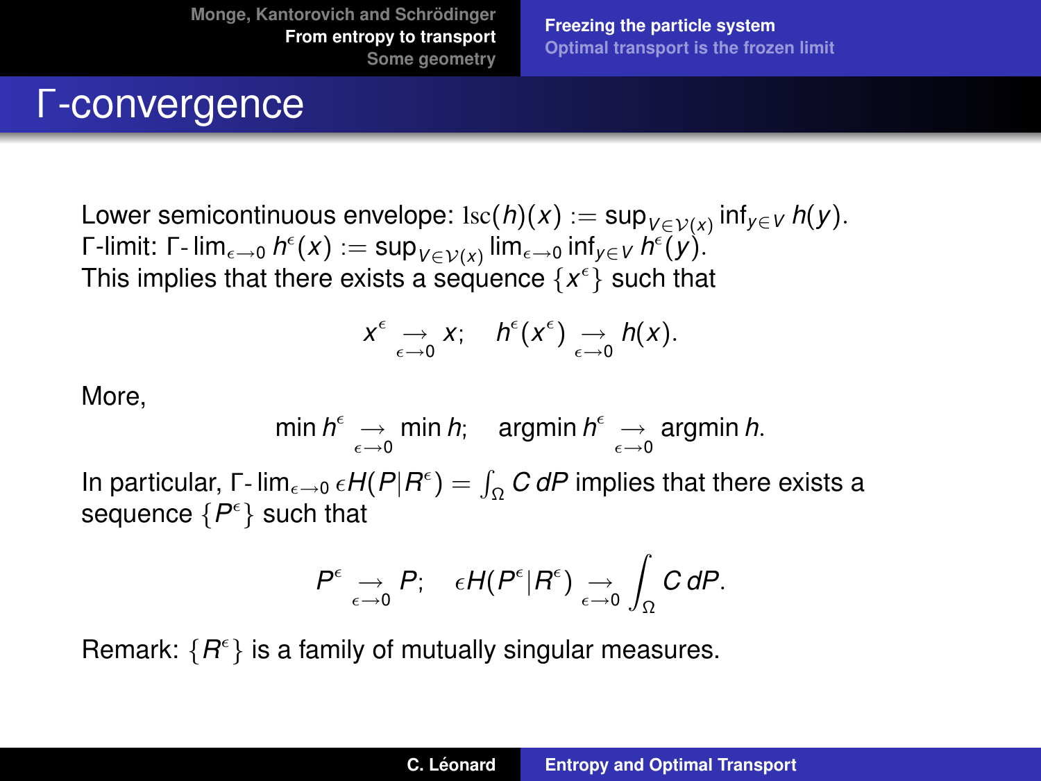# Γ-convergence

Lower semicontinuous envelope: $\mathrm{lsc}(h)(x) := \sup_{V \in \mathcal{V}(x)} \inf_{y \in V} h(y)$.
Γ-limit: $\Gamma\text{-}\lim_{\epsilon \to 0} h^\epsilon(x) := \sup_{V \in \mathcal{V}(x)} \lim_{\epsilon \to 0} \inf_{y \in V} h^\epsilon(y)$.
This implies that there exists a sequence $\{x^\epsilon\}$ such that

$$x^\epsilon \underset{\epsilon \to 0}{\to} x; \quad h^\epsilon(x^\epsilon) \underset{\epsilon \to 0}{\to} h(x).$$

More,

$$\min h^\epsilon \underset{\epsilon \to 0}{\to} \min h; \quad \operatorname{argmin} h^\epsilon \underset{\epsilon \to 0}{\to} \operatorname{argmin} h.$$

In particular, $\Gamma\text{-}\lim_{\epsilon \to 0} \epsilon H(P|R^\epsilon) = \int_\Omega C\, dP$ implies that there exists a sequence $\{P^\epsilon\}$ such that

$$P^\epsilon \underset{\epsilon \to 0}{\to} P; \quad \epsilon H(P^\epsilon|R^\epsilon) \underset{\epsilon \to 0}{\to} \int_\Omega C\, dP.$$

Remark: $\{R^\epsilon\}$ is a family of mutually singular measures.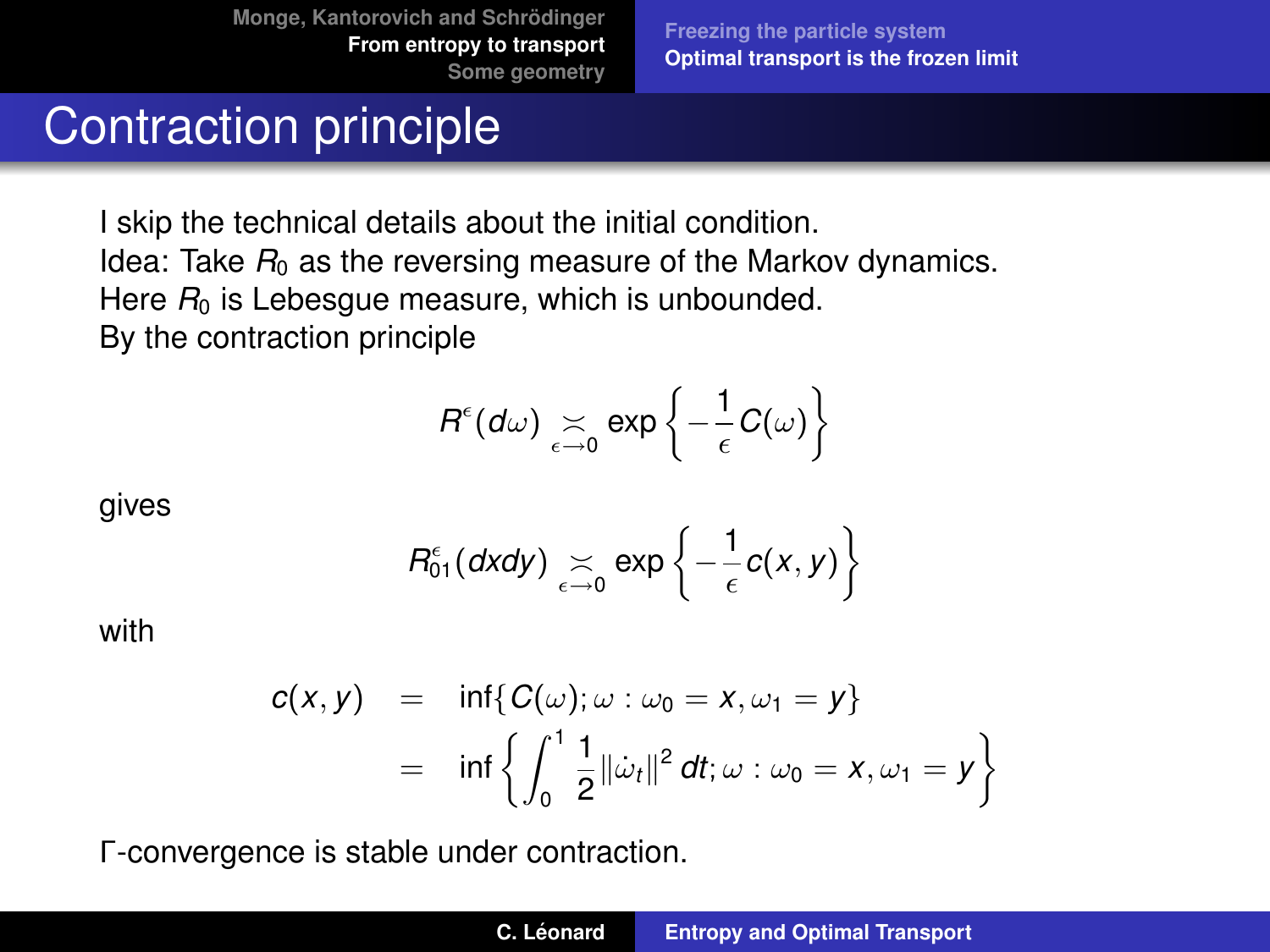# Contraction principle

I skip the technical details about the initial condition.
Idea: Take $R_0$ as the reversing measure of the Markov dynamics.
Here $R_0$ is Lebesgue measure, which is unbounded.
By the contraction principle

$$R^{\epsilon}(d\omega) \underset{\epsilon \to 0}{\asymp} \exp\left\{-\frac{1}{\epsilon} C(\omega)\right\}$$

gives

$$R^{\epsilon}_{01}(dxdy) \underset{\epsilon \to 0}{\asymp} \exp\left\{-\frac{1}{\epsilon} c(x,y)\right\}$$

with

$$\begin{aligned} c(x,y) &= \inf\{C(\omega); \omega : \omega_0 = x, \omega_1 = y\} \\ &= \inf\left\{\int_0^1 \frac{1}{2} \|\dot{\omega}_t\|^2 \, dt; \omega : \omega_0 = x, \omega_1 = y\right\} \end{aligned}$$

Γ-convergence is stable under contraction.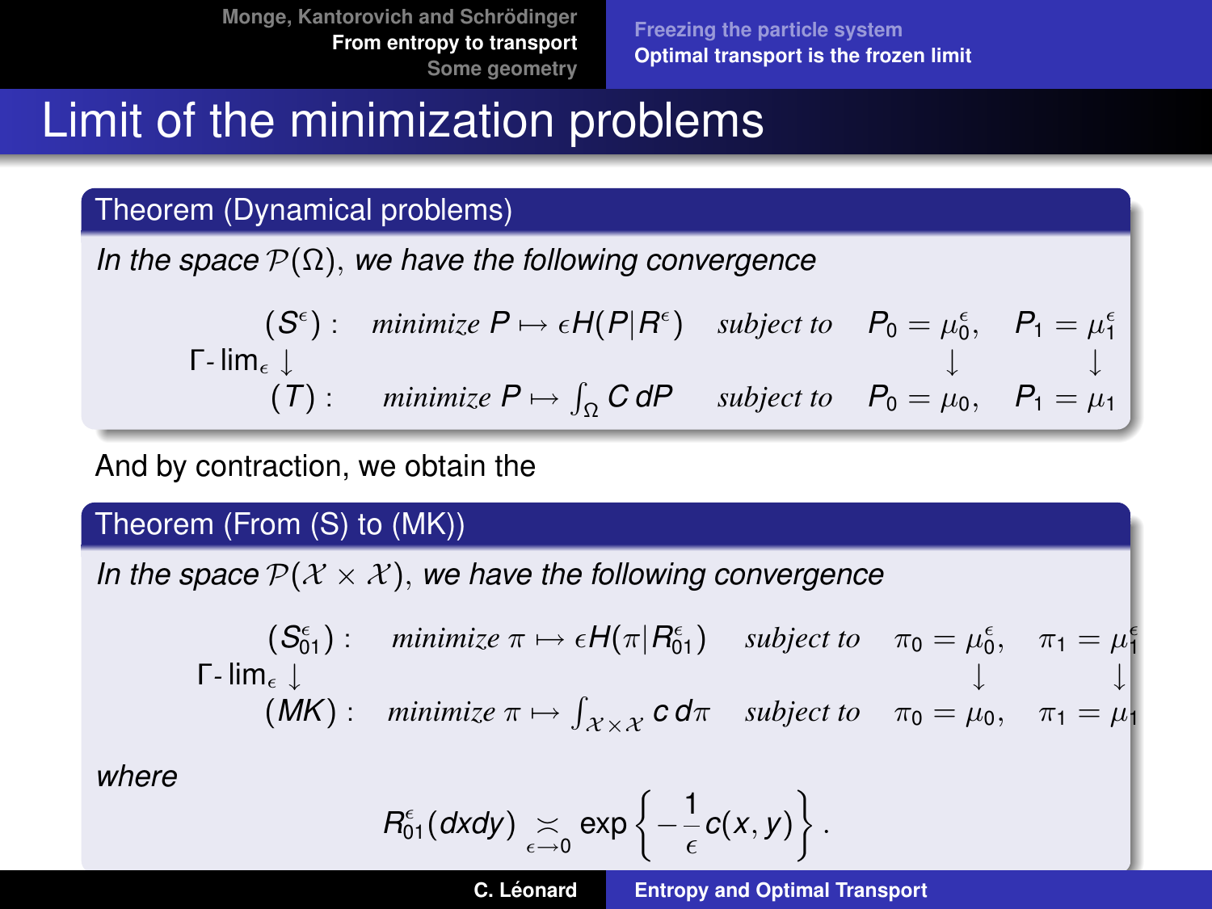# Limit of the minimization problems

**Theorem (Dynamical problems)**

*In the space $\mathcal{P}(\Omega)$, we have the following convergence*

$$
\begin{array}{rllll}
(S^\epsilon): & \textit{minimize } P \mapsto \epsilon H(P|R^\epsilon) & \textit{subject to} & P_0 = \mu_0^\epsilon, & P_1 = \mu_1^\epsilon \\
\Gamma\text{-}\lim_\epsilon \downarrow & & & \downarrow & \downarrow \\
(T): & \textit{minimize } P \mapsto \int_\Omega C\, dP & \textit{subject to} & P_0 = \mu_0, & P_1 = \mu_1
\end{array}
$$

And by contraction, we obtain the

**Theorem (From (S) to (MK))**

*In the space $\mathcal{P}(\mathcal{X} \times \mathcal{X})$, we have the following convergence*

$$
\begin{array}{rllll}
(S_{01}^\epsilon): & \textit{minimize } \pi \mapsto \epsilon H(\pi|R_{01}^\epsilon) & \textit{subject to} & \pi_0 = \mu_0^\epsilon, & \pi_1 = \mu_1^\epsilon \\
\Gamma\text{-}\lim_\epsilon \downarrow & & & \downarrow & \downarrow \\
(MK): & \textit{minimize } \pi \mapsto \int_{\mathcal{X}\times\mathcal{X}} c\, d\pi & \textit{subject to} & \pi_0 = \mu_0, & \pi_1 = \mu_1
\end{array}
$$

*where*

$$
R_{01}^\epsilon(dxdy) \underset{\epsilon \to 0}{\asymp} \exp\left\{-\frac{1}{\epsilon} c(x,y)\right\}.
$$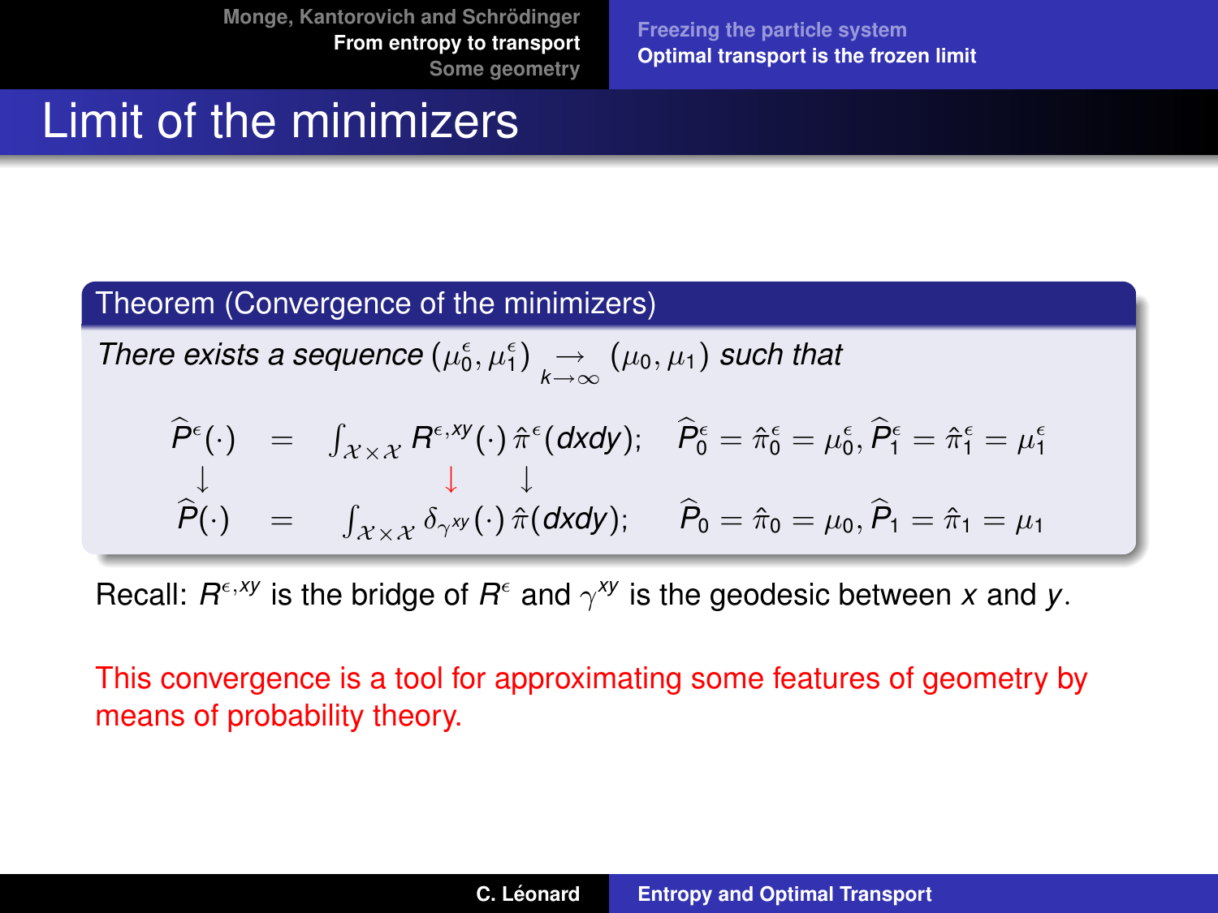# Limit of the minimizers

**Theorem (Convergence of the minimizers)**

*There exists a sequence* $(\mu_0^\epsilon, \mu_1^\epsilon) \underset{k\to\infty}{\longrightarrow} (\mu_0, \mu_1)$ *such that*

$$
\begin{array}{ccccc}
\widehat{P}^\epsilon(\cdot) & = & \int_{\mathcal{X}\times\mathcal{X}} R^{\epsilon,xy}(\cdot)\, \hat{\pi}^\epsilon(dxdy); & & \widehat{P}_0^\epsilon = \hat{\pi}_0^\epsilon = \mu_0^\epsilon, \widehat{P}_1^\epsilon = \hat{\pi}_1^\epsilon = \mu_1^\epsilon \\
\downarrow & & \quad\quad\; \downarrow \quad\;\; \downarrow & & \\
\widehat{P}(\cdot) & = & \int_{\mathcal{X}\times\mathcal{X}} \delta_{\gamma^{xy}}(\cdot)\, \hat{\pi}(dxdy); & & \widehat{P}_0 = \hat{\pi}_0 = \mu_0, \widehat{P}_1 = \hat{\pi}_1 = \mu_1
\end{array}
$$

Recall: $R^{\epsilon,xy}$ is the bridge of $R^\epsilon$ and $\gamma^{xy}$ is the geodesic between $x$ and $y$.

This convergence is a tool for approximating some features of geometry by means of probability theory.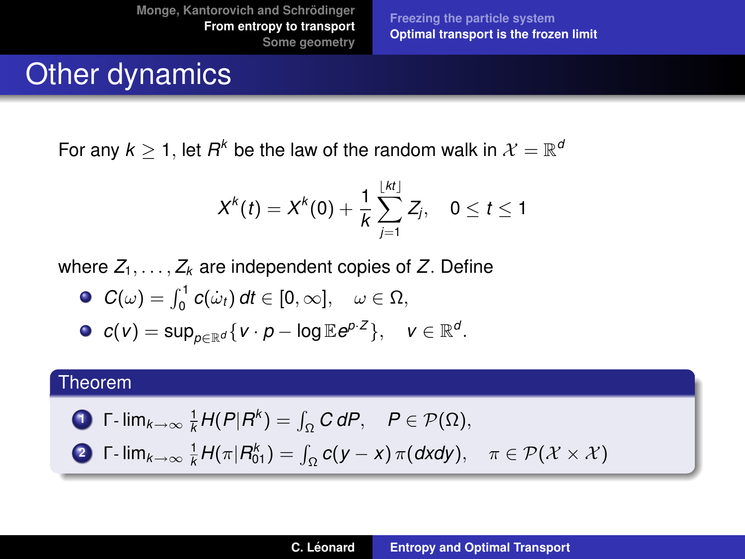# Other dynamics

For any $k \geq 1$, let $R^k$ be the law of the random walk in $\mathcal{X} = \mathbb{R}^d$

$$X^k(t) = X^k(0) + \frac{1}{k} \sum_{j=1}^{\lfloor kt \rfloor} Z_j, \quad 0 \leq t \leq 1$$

where $Z_1, \dots, Z_k$ are independent copies of $Z$. Define

- $C(\omega) = \int_0^1 c(\dot{\omega}_t)\, dt \in [0, \infty], \quad \omega \in \Omega,$
- $c(v) = \sup_{p \in \mathbb{R}^d} \{ v \cdot p - \log \mathbb{E} e^{p \cdot Z} \}, \quad v \in \mathbb{R}^d.$

**Theorem**

1. $\Gamma\text{-}\lim_{k \to \infty} \frac{1}{k} H(P|R^k) = \int_\Omega C\, dP, \quad P \in \mathcal{P}(\Omega),$
2. $\Gamma\text{-}\lim_{k \to \infty} \frac{1}{k} H(\pi|R^k_{01}) = \int_\Omega c(y - x)\, \pi(dxdy), \quad \pi \in \mathcal{P}(\mathcal{X} \times \mathcal{X})$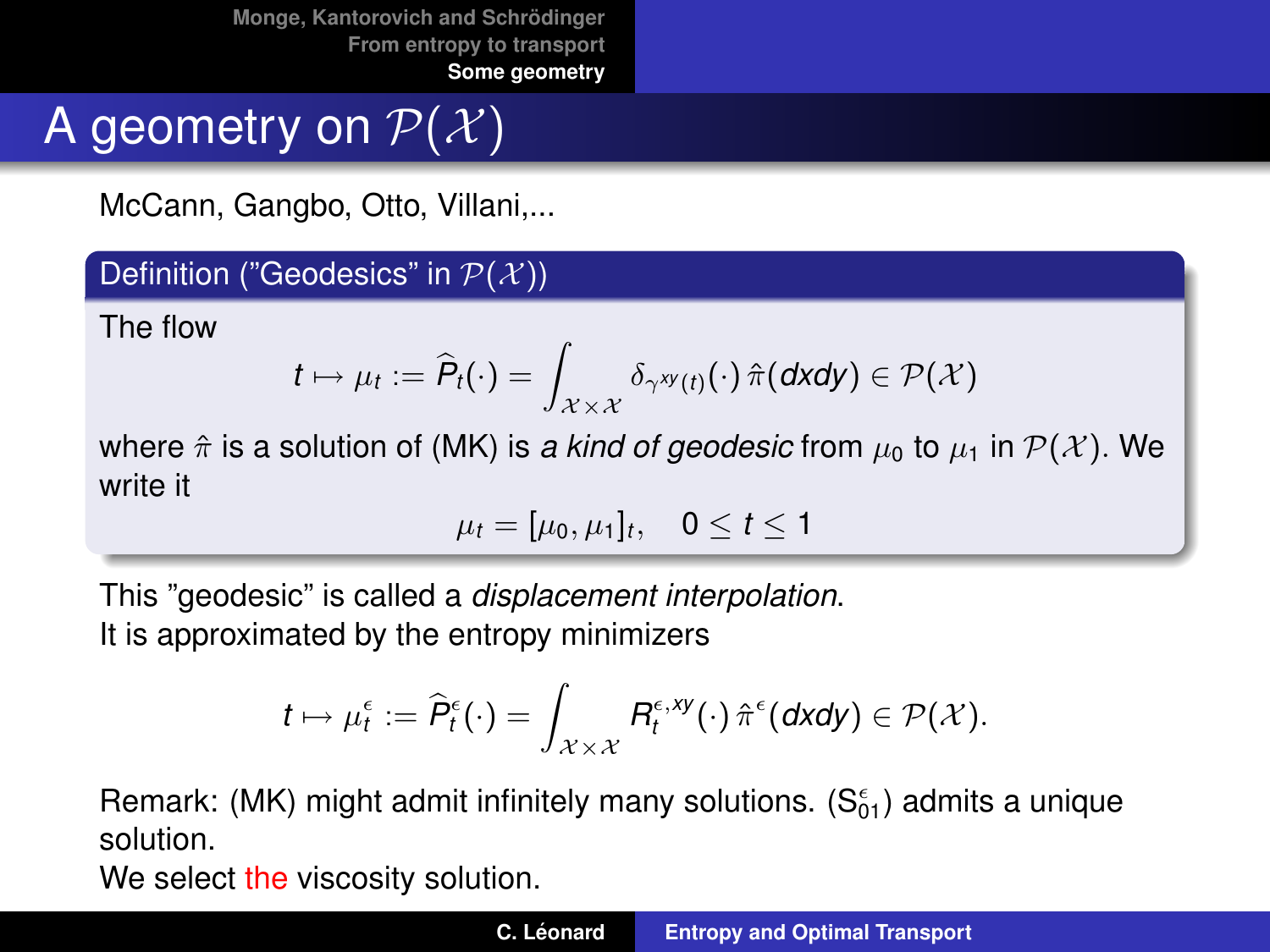# A geometry on $\mathcal{P}(\mathcal{X})$

McCann, Gangbo, Otto, Villani,...

**Definition ("Geodesics" in $\mathcal{P}(\mathcal{X})$)**

The flow

$$t \mapsto \mu_t := \widehat{P}_t(\cdot) = \int_{\mathcal{X}\times\mathcal{X}} \delta_{\gamma^{xy}(t)}(\cdot)\, \hat{\pi}(dxdy) \in \mathcal{P}(\mathcal{X})$$

where $\hat{\pi}$ is a solution of (MK) is *a kind of geodesic* from $\mu_0$ to $\mu_1$ in $\mathcal{P}(\mathcal{X})$. We write it

$$\mu_t = [\mu_0, \mu_1]_t, \quad 0 \le t \le 1$$

This "geodesic" is called a *displacement interpolation*.
It is approximated by the entropy minimizers

$$t \mapsto \mu_t^\epsilon := \widehat{P}_t^\epsilon(\cdot) = \int_{\mathcal{X}\times\mathcal{X}} R_t^{\epsilon,xy}(\cdot)\, \hat{\pi}^\epsilon(dxdy) \in \mathcal{P}(\mathcal{X}).$$

Remark: (MK) might admit infinitely many solutions. ($\mathrm{S}_{01}^\epsilon$) admits a unique solution.
We select the viscosity solution.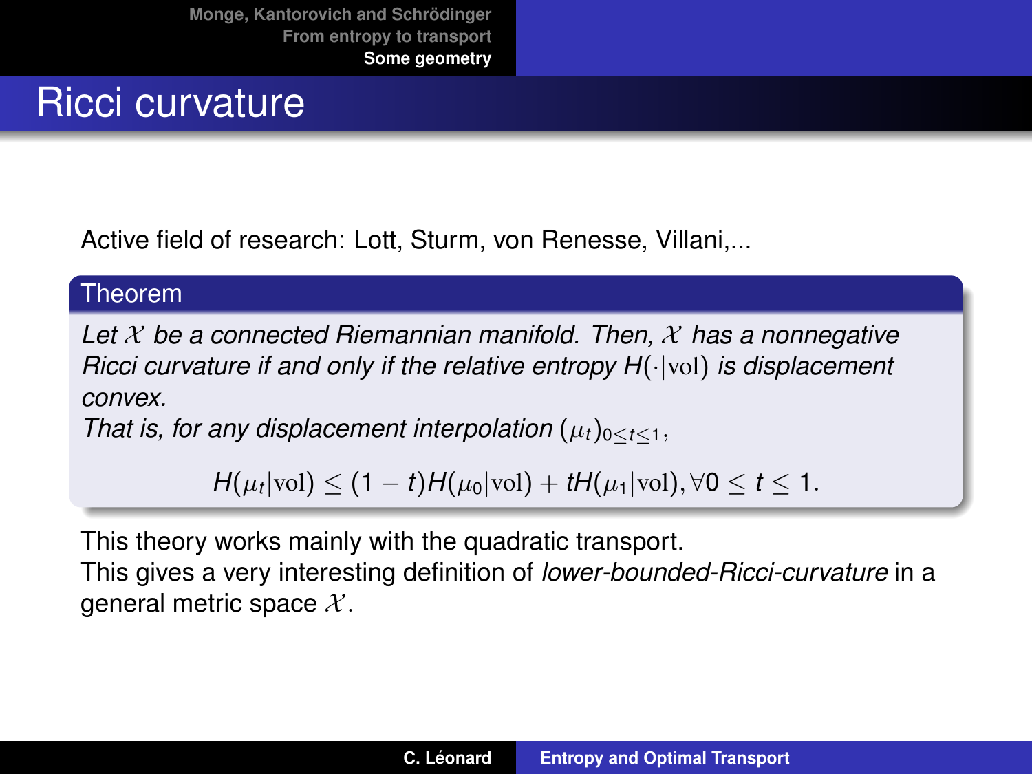# Ricci curvature

Active field of research: Lott, Sturm, von Renesse, Villani,...

**Theorem**

*Let $\mathcal{X}$ be a connected Riemannian manifold. Then, $\mathcal{X}$ has a nonnegative Ricci curvature if and only if the relative entropy $H(\cdot|\mathrm{vol})$ is displacement convex.*
*That is, for any displacement interpolation $(\mu_t)_{0\leq t\leq 1}$,*

$$H(\mu_t|\mathrm{vol}) \leq (1-t)H(\mu_0|\mathrm{vol}) + tH(\mu_1|\mathrm{vol}), \forall 0 \leq t \leq 1.$$

This theory works mainly with the quadratic transport.
This gives a very interesting definition of *lower-bounded-Ricci-curvature* in a general metric space $\mathcal{X}$.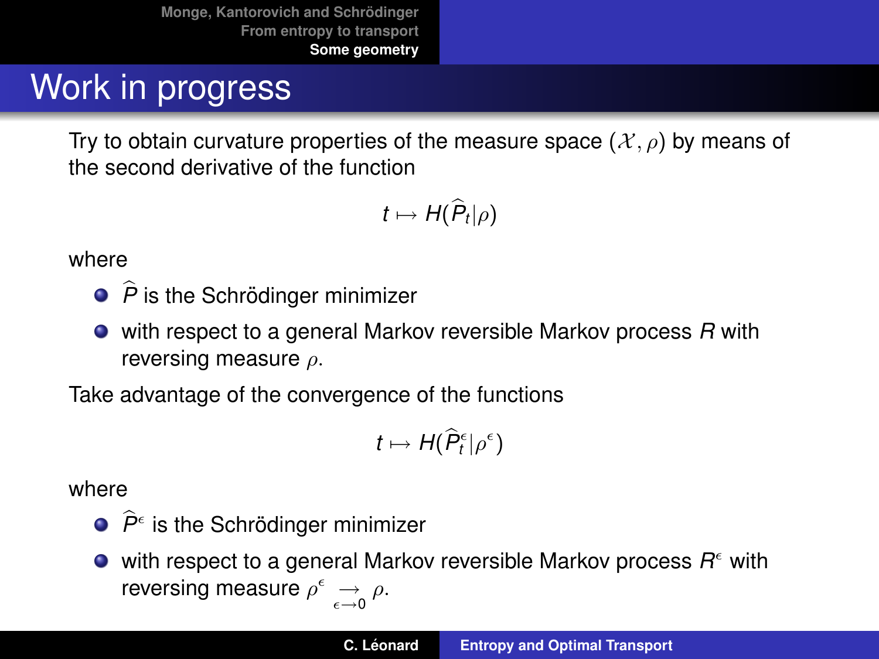# Work in progress

Try to obtain curvature properties of the measure space $(\mathcal{X}, \rho)$ by means of the second derivative of the function

$$t \mapsto H(\widehat{P}_t|\rho)$$

where

- $\widehat{P}$ is the Schrödinger minimizer
- with respect to a general Markov reversible Markov process $R$ with reversing measure $\rho$.

Take advantage of the convergence of the functions

$$t \mapsto H(\widehat{P}^\epsilon_t|\rho^\epsilon)$$

where

- $\widehat{P}^\epsilon$ is the Schrödinger minimizer
- with respect to a general Markov reversible Markov process $R^\epsilon$ with reversing measure $\rho^\epsilon \underset{\epsilon \to 0}{\longrightarrow} \rho$.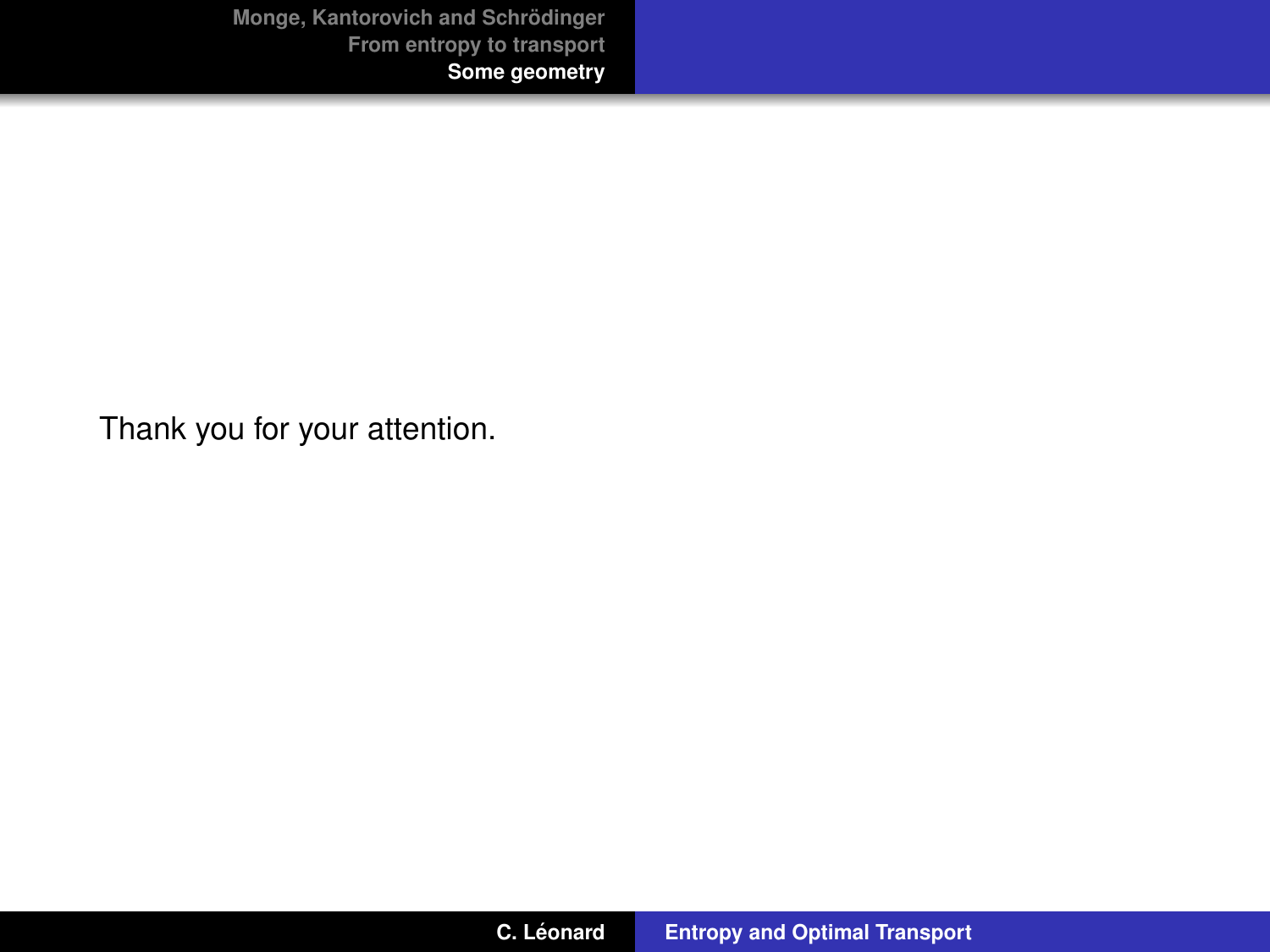Thank you for your attention.